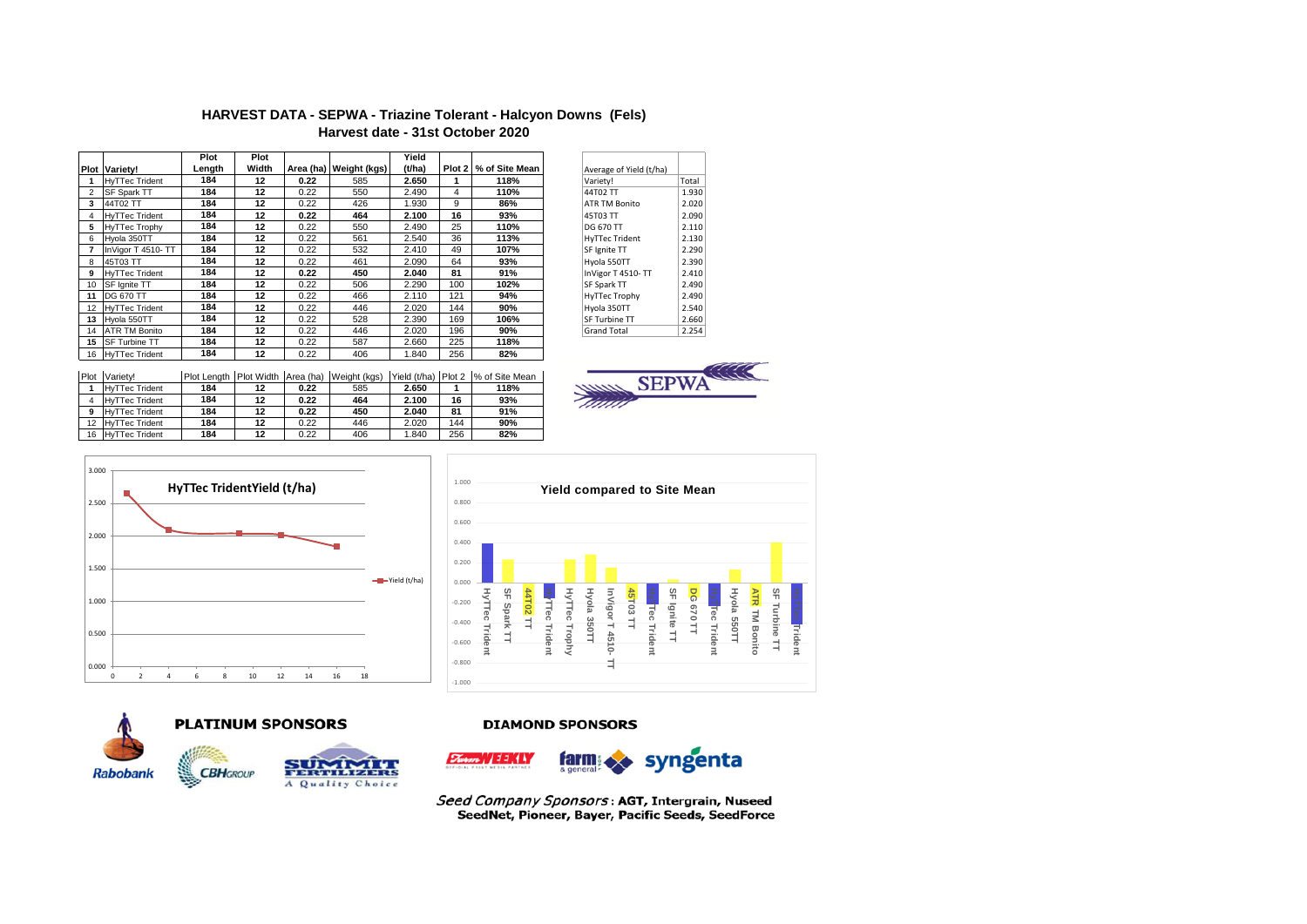# HARVEST DATA - SEPWA - Triazine Tolerant - Halcyon Downs (Fels)

## Harvest date - 31st October 2020

| Plot | Variety! | Plot Length | Plot Width | Area (ha) | Weight (kgs) | Yield (t/ha) | Plot 2 | % of Site Mean |
|---|---|---|---|---|---|---|---|---|
| 1 | HyTTec Trident | 184 | 12 | 0.22 | 585 | 2.650 | 1 | 118% |
| 2 | SF Spark TT | 184 | 12 | 0.22 | 550 | 2.490 | 4 | 110% |
| 3 | 44T02 TT | 184 | 12 | 0.22 | 426 | 1.930 | 9 | 86% |
| 4 | HyTTec Trident | 184 | 12 | 0.22 | 464 | 2.100 | 16 | 93% |
| 5 | HyTTec Trophy | 184 | 12 | 0.22 | 550 | 2.490 | 25 | 110% |
| 6 | Hyola 350TT | 184 | 12 | 0.22 | 561 | 2.540 | 36 | 113% |
| 7 | InVigor T 4510- TT | 184 | 12 | 0.22 | 532 | 2.410 | 49 | 107% |
| 8 | 45T03 TT | 184 | 12 | 0.22 | 461 | 2.090 | 64 | 93% |
| 9 | HyTTec Trident | 184 | 12 | 0.22 | 450 | 2.040 | 81 | 91% |
| 10 | SF Ignite TT | 184 | 12 | 0.22 | 506 | 2.290 | 100 | 102% |
| 11 | DG 670 TT | 184 | 12 | 0.22 | 466 | 2.110 | 121 | 94% |
| 12 | HyTTec Trident | 184 | 12 | 0.22 | 446 | 2.020 | 144 | 90% |
| 13 | Hyola 550TT | 184 | 12 | 0.22 | 528 | 2.390 | 169 | 106% |
| 14 | ATR TM Bonito | 184 | 12 | 0.22 | 446 | 2.020 | 196 | 90% |
| 15 | SF Turbine TT | 184 | 12 | 0.22 | 587 | 2.660 | 225 | 118% |
| 16 | HyTTec Trident | 184 | 12 | 0.22 | 406 | 1.840 | 256 | 82% |

| Average of Yield (t/ha) | |
|---|---|
| Variety! | Total |
| 44T02 TT | 1.930 |
| ATR TM Bonito | 2.020 |
| 45T03 TT | 2.090 |
| DG 670 TT | 2.110 |
| HyTTec Trident | 2.130 |
| SF Ignite TT | 2.290 |
| Hyola 550TT | 2.390 |
| InVigor T 4510- TT | 2.410 |
| SF Spark TT | 2.490 |
| HyTTec Trophy | 2.490 |
| Hyola 350TT | 2.540 |
| SF Turbine TT | 2.660 |
| Grand Total | 2.254 |

| Plot | Variety! | Plot Length | Plot Width | Area (ha) | Weight (kgs) | Yield (t/ha) | Plot 2 | % of Site Mean |
|---|---|---|---|---|---|---|---|---|
| 1 | HyTTec Trident | 184 | 12 | 0.22 | 585 | 2.650 | 1 | 118% |
| 4 | HyTTec Trident | 184 | 12 | 0.22 | 464 | 2.100 | 16 | 93% |
| 9 | HyTTec Trident | 184 | 12 | 0.22 | 450 | 2.040 | 81 | 91% |
| 12 | HyTTec Trident | 184 | 12 | 0.22 | 446 | 2.020 | 144 | 90% |
| 16 | HyTTec Trident | 184 | 12 | 0.22 | 406 | 1.840 | 256 | 82% |

SEPWA

**HyTTec TridentYield (t/ha)**

**Yield compared to Site Mean**

**PLATINUM SPONSORS**

Rabobank, CBH GROUP, SUMMIT FERTILIZERS – A Quality Choice

**DIAMOND SPONSORS**

Farm Weekly, farm & general, syngenta

*Seed Company Sponsors*: **AGT, Intergrain, Nuseed SeedNet, Pioneer, Bayer, Pacific Seeds, SeedForce**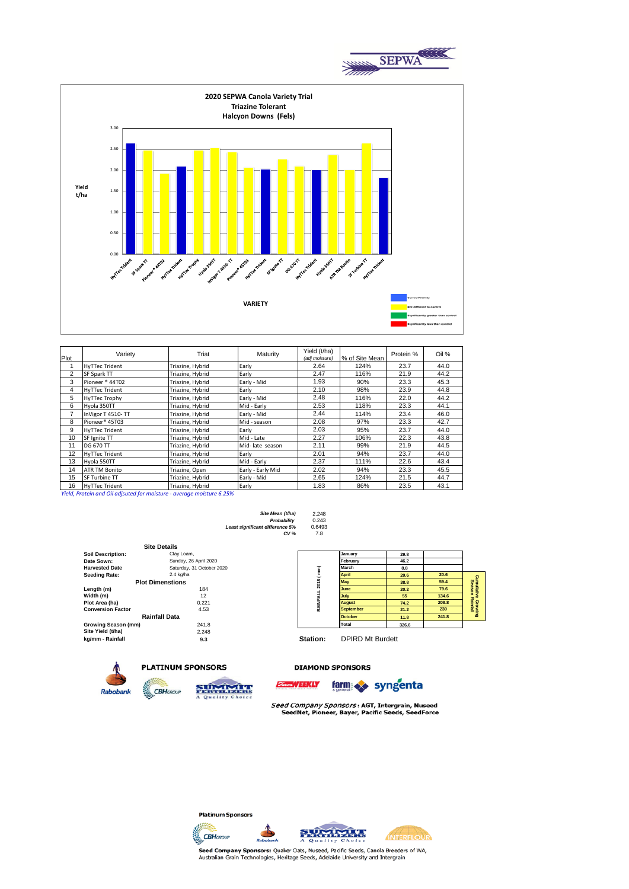SEPWA

## 2020 SEPWA Canola Variety Trial
### Triazine Tolerant
### Halcyon Downs (Fels)

Yield t/ha

VARIETY

Control Variety
Not different to control
Significantly greater than control
Significantly less than control

| Plot | Variety | Triat | Maturity | Yield (t/ha) *(adj moisture)* | % of Site Mean | Protein % | Oil % |
|---|---|---|---|---|---|---|---|
| 1 | HyTTec Trident | Triazine, Hybrid | Early | 2.64 | 124% | 23.7 | 44.0 |
| 2 | SF Spark TT | Triazine, Hybrid | Early | 2.47 | 116% | 21.9 | 44.2 |
| 3 | Pioneer ® 44T02 | Triazine, Hybrid | Early - Mid | 1.93 | 90% | 23.3 | 45.3 |
| 4 | HyTTec Trident | Triazine, Hybrid | Early | 2.10 | 98% | 23.9 | 44.8 |
| 5 | HyTTec Trophy | Triazine, Hybrid | Early - Mid | 2.48 | 116% | 22.0 | 44.2 |
| 6 | Hyola 350TT | Triazine, Hybrid | Mid - Early | 2.53 | 118% | 23.3 | 44.1 |
| 7 | InVigor T 4510- TT | Triazine, Hybrid | Early - Mid | 2.44 | 114% | 23.4 | 46.0 |
| 8 | Pioneer® 45T03 | Triazine, Hybrid | Mid - season | 2.08 | 97% | 23.3 | 42.7 |
| 9 | HyTTec Trident | Triazine, Hybrid | Early | 2.03 | 95% | 23.7 | 44.0 |
| 10 | SF Ignite TT | Triazine, Hybrid | Mid - Late | 2.27 | 106% | 22.3 | 43.8 |
| 11 | DG 670 TT | Triazine, Hybrid | Mid- late season | 2.11 | 99% | 21.9 | 44.5 |
| 12 | HyTTec Trident | Triazine, Hybrid | Early | 2.01 | 94% | 23.7 | 44.0 |
| 13 | Hyola 550TT | Triazine, Hybrid | Mid - Early | 2.37 | 111% | 22.6 | 43.4 |
| 14 | ATR TM Bonito | Triazine, Open | Early - Early Mid | 2.02 | 94% | 23.3 | 45.5 |
| 15 | SF Turbine TT | Triazine, Hybrid | Early - Mid | 2.65 | 124% | 21.5 | 44.7 |
| 16 | HyTTec Trident | Triazine, Hybrid | Early | 1.83 | 86% | 23.5 | 43.1 |

*Yield, Protein and Oil adjsuted for moisture - average moisture 6.25%*

| | |
|---|---|
| *Site Mean (t/ha)* | 2.248 |
| *Probability* | 0.243 |
| *Least significant difference 5%* | 0.6493 |
| *CV %* | 7.8 |

**Site Details**

| | |
|---|---|
| **Soil Description:** | Clay Loam, |
| **Date Sown:** | Sunday, 26 April 2020 |
| **Harvested Date** | Saturday, 31 October 2020 |
| **Seeding Rate:** | 2.4 kg/ha |

**Plot Dimenstions**

| | |
|---|---|
| **Length (m)** | 184 |
| **Width (m)** | 12 |
| **Plot Area (ha)** | 0.221 |
| **Conversion Factor** | 4.53 |

**Rainfall Data**

| | |
|---|---|
| **Growing Season (mm)** | 241.8 |
| **Site Yield (t/ha)** | 2.248 |
| **kg/mm - Rainfall** | **9.3** |

RAINFALL 2018 ( mm)

| Month | Rainfall | Cumulative Growing Season Rainfall |
|---|---|---|
| January | 29.8 | |
| February | 46.2 | |
| March | 8.8 | |
| April | 20.6 | 20.6 |
| May | 38.8 | 59.4 |
| June | 20.2 | 79.6 |
| July | 55 | 134.6 |
| August | 74.2 | 208.8 |
| September | 21.2 | 230 |
| October | 11.8 | 241.8 |
| Total | 326.6 | |

**Station:** DPIRD Mt Burdett

**PLATINUM SPONSORS**

Rabobank, CBH Group, Summit Fertilizers – A Quality Choice

**DIAMOND SPONSORS**

Farm Weekly, farm & general, syngenta

*Seed Company Sponsors*: AGT, Intergrain, Nuseed SeedNet, Pioneer, Bayer, Pacific Seeds, SeedForce

**Platinum Sponsors**

CBH Group, Rabobank, Summit Fertilizers – A Quality Choice, Interflour

**Seed Company Sponsors:** Quaker Oats, Nuseed, Pacific Seeds, Canola Breeders of WA, Australian Grain Technologies, Heritage Seeds, Adelaide University and Intergrain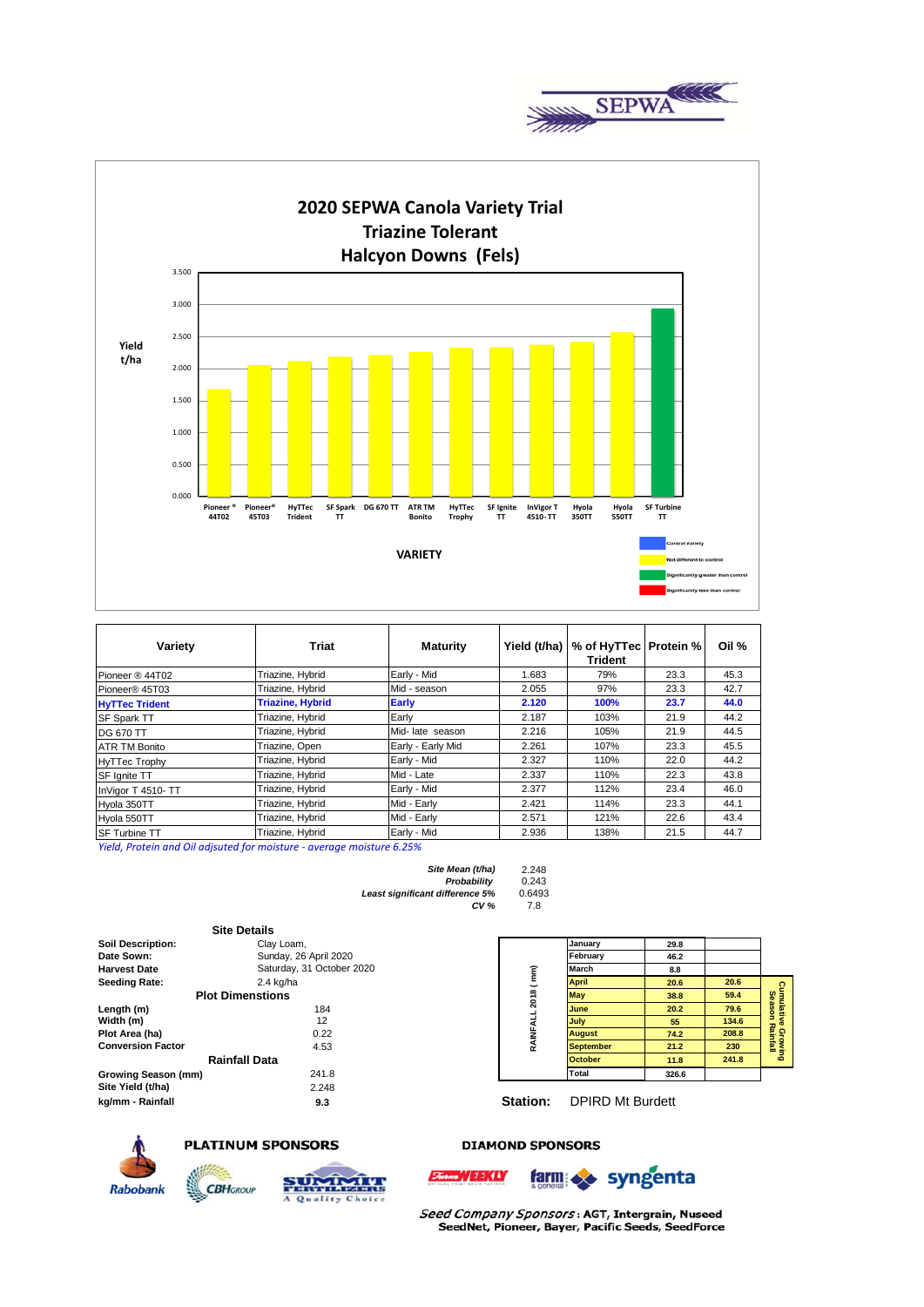SEPWA

# 2020 SEPWA Canola Variety Trial
## Triazine Tolerant
## Halcyon Downs (Fels)

Yield t/ha

3.500
3.000
2.500
2.000
1.500
1.000
0.500
0.000

Pioneer ® 44T02
Pioneer® 45T03
HyTTec Trident
SF Spark TT
DG 670 TT
ATR TM Bonito
HyTTec Trophy
SF Ignite TT
InVigor T 4510- TT
Hyola 350TT
Hyola 550TT
SF Turbine TT

VARIETY

Control Variety
Not different to control
Significantly greater than control
Significantly less than control

| Variety | Triat | Maturity | Yield (t/ha) | % of HyTTec Trident | Protein % | Oil % |
|---|---|---|---|---|---|---|
| Pioneer ® 44T02 | Triazine, Hybrid | Early - Mid | 1.683 | 79% | 23.3 | 45.3 |
| Pioneer® 45T03 | Triazine, Hybrid | Mid - season | 2.055 | 97% | 23.3 | 42.7 |
| **HyTTec Trident** | **Triazine, Hybrid** | **Early** | **2.120** | **100%** | **23.7** | **44.0** |
| SF Spark TT | Triazine, Hybrid | Early | 2.187 | 103% | 21.9 | 44.2 |
| DG 670 TT | Triazine, Hybrid | Mid- late season | 2.216 | 105% | 21.9 | 44.5 |
| ATR TM Bonito | Triazine, Open | Early - Early Mid | 2.261 | 107% | 23.3 | 45.5 |
| HyTTec Trophy | Triazine, Hybrid | Early - Mid | 2.327 | 110% | 22.0 | 44.2 |
| SF Ignite TT | Triazine, Hybrid | Mid - Late | 2.337 | 110% | 22.3 | 43.8 |
| InVigor T 4510- TT | Triazine, Hybrid | Early - Mid | 2.377 | 112% | 23.4 | 46.0 |
| Hyola 350TT | Triazine, Hybrid | Mid - Early | 2.421 | 114% | 23.3 | 44.1 |
| Hyola 550TT | Triazine, Hybrid | Mid - Early | 2.571 | 121% | 22.6 | 43.4 |
| SF Turbine TT | Triazine, Hybrid | Early - Mid | 2.936 | 138% | 21.5 | 44.7 |

*Yield, Protein and Oil adjsuted for moisture - average moisture 6.25%*

| | |
|---|---|
| *Site Mean (t/ha)* | 2.248 |
| *Probability* | 0.243 |
| *Least significant difference 5%* | 0.6493 |
| *CV %* | 7.8 |

**Site Details**

| | |
|---|---|
| **Soil Description:** | Clay Loam, |
| **Date Sown:** | Sunday, 26 April 2020 |
| **Harvest Date** | Saturday, 31 October 2020 |
| **Seeding Rate:** | 2.4 kg/ha |

**Plot Dimenstions**

| | |
|---|---|
| **Length (m)** | 184 |
| **Width (m)** | 12 |
| **Plot Area (ha)** | 0.22 |
| **Conversion Factor** | 4.53 |

**Rainfall Data**

| | |
|---|---|
| **Growing Season (mm)** | 241.8 |
| **Site Yield (t/ha)** | 2.248 |
| **kg/mm - Rainfall** | 9.3 |

RAINFALL 2018 (mm)

| Month | Rainfall | Cumulative Growing Season Rainfall |
|---|---|---|
| January | 29.8 | |
| February | 46.2 | |
| March | 8.8 | |
| April | 20.6 | 20.6 |
| May | 38.8 | 59.4 |
| June | 20.2 | 79.6 |
| July | 55 | 134.6 |
| August | 74.2 | 208.8 |
| September | 21.2 | 230 |
| October | 11.8 | 241.8 |
| Total | 326.6 | |

**Station:** DPIRD Mt Burdett

**PLATINUM SPONSORS**

Rabobank, CBH Group, Summit Fertilizers – A Quality Choice

**DIAMOND SPONSORS**

Farm Weekly, farm & general, syngenta

*Seed Company Sponsors*: **AGT, Intergrain, Nuseed SeedNet, Pioneer, Bayer, Pacific Seeds, SeedForce**